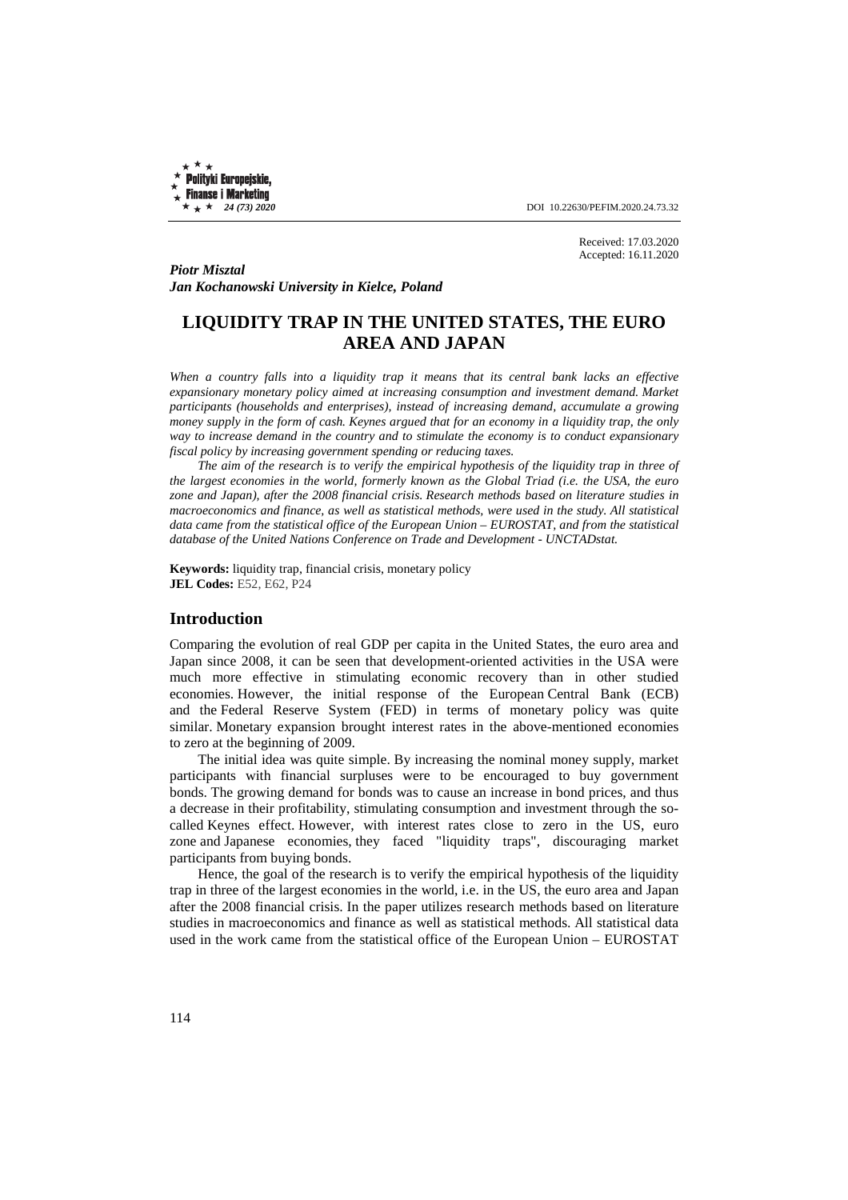Received: 17.03.2020
Accepted: 16.11.2020

***Piotr Misztal***
***Jan Kochanowski University in Kielce, Poland***

# LIQUIDITY TRAP IN THE UNITED STATES, THE EURO AREA AND JAPAN

*When a country falls into a liquidity trap it means that its central bank lacks an effective expansionary monetary policy aimed at increasing consumption and investment demand. Market participants (households and enterprises), instead of increasing demand, accumulate a growing money supply in the form of cash. Keynes argued that for an economy in a liquidity trap, the only way to increase demand in the country and to stimulate the economy is to conduct expansionary fiscal policy by increasing government spending or reducing taxes.*

*The aim of the research is to verify the empirical hypothesis of the liquidity trap in three of the largest economies in the world, formerly known as the Global Triad (i.e. the USA, the euro zone and Japan), after the 2008 financial crisis. Research methods based on literature studies in macroeconomics and finance, as well as statistical methods, were used in the study. All statistical data came from the statistical office of the European Union – EUROSTAT, and from the statistical database of the United Nations Conference on Trade and Development - UNCTADstat.*

**Keywords:** liquidity trap, financial crisis, monetary policy
**JEL Codes:** E52, E62, P24

## Introduction

Comparing the evolution of real GDP per capita in the United States, the euro area and Japan since 2008, it can be seen that development-oriented activities in the USA were much more effective in stimulating economic recovery than in other studied economies. However, the initial response of the European Central Bank (ECB) and the Federal Reserve System (FED) in terms of monetary policy was quite similar. Monetary expansion brought interest rates in the above-mentioned economies to zero at the beginning of 2009.

The initial idea was quite simple. By increasing the nominal money supply, market participants with financial surpluses were to be encouraged to buy government bonds. The growing demand for bonds was to cause an increase in bond prices, and thus a decrease in their profitability, stimulating consumption and investment through the so-called Keynes effect. However, with interest rates close to zero in the US, euro zone and Japanese economies, they faced "liquidity traps", discouraging market participants from buying bonds.

Hence, the goal of the research is to verify the empirical hypothesis of the liquidity trap in three of the largest economies in the world, i.e. in the US, the euro area and Japan after the 2008 financial crisis. In the paper utilizes research methods based on literature studies in macroeconomics and finance as well as statistical methods. All statistical data used in the work came from the statistical office of the European Union – EUROSTAT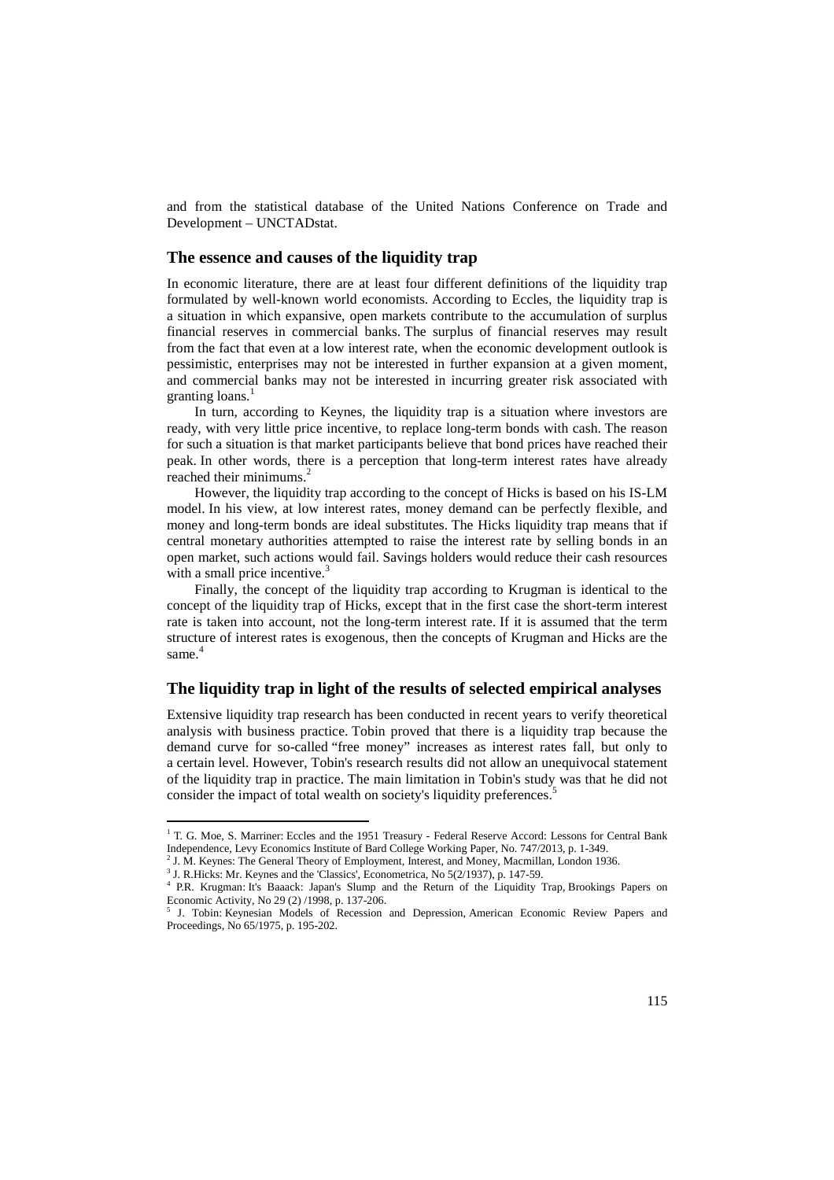and from the statistical database of the United Nations Conference on Trade and Development – UNCTADstat.

## The essence and causes of the liquidity trap

In economic literature, there are at least four different definitions of the liquidity trap formulated by well-known world economists. According to Eccles, the liquidity trap is a situation in which expansive, open markets contribute to the accumulation of surplus financial reserves in commercial banks. The surplus of financial reserves may result from the fact that even at a low interest rate, when the economic development outlook is pessimistic, enterprises may not be interested in further expansion at a given moment, and commercial banks may not be interested in incurring greater risk associated with granting loans.[1]

In turn, according to Keynes, the liquidity trap is a situation where investors are ready, with very little price incentive, to replace long-term bonds with cash. The reason for such a situation is that market participants believe that bond prices have reached their peak. In other words, there is a perception that long-term interest rates have already reached their minimums.[2]

However, the liquidity trap according to the concept of Hicks is based on his IS-LM model. In his view, at low interest rates, money demand can be perfectly flexible, and money and long-term bonds are ideal substitutes. The Hicks liquidity trap means that if central monetary authorities attempted to raise the interest rate by selling bonds in an open market, such actions would fail. Savings holders would reduce their cash resources with a small price incentive.[3]

Finally, the concept of the liquidity trap according to Krugman is identical to the concept of the liquidity trap of Hicks, except that in the first case the short-term interest rate is taken into account, not the long-term interest rate. If it is assumed that the term structure of interest rates is exogenous, then the concepts of Krugman and Hicks are the same.[4]

## The liquidity trap in light of the results of selected empirical analyses

Extensive liquidity trap research has been conducted in recent years to verify theoretical analysis with business practice. Tobin proved that there is a liquidity trap because the demand curve for so-called "free money" increases as interest rates fall, but only to a certain level. However, Tobin's research results did not allow an unequivocal statement of the liquidity trap in practice. The main limitation in Tobin's study was that he did not consider the impact of total wealth on society's liquidity preferences.[5]

---

[1] T. G. Moe, S. Marriner: Eccles and the 1951 Treasury - Federal Reserve Accord: Lessons for Central Bank Independence, Levy Economics Institute of Bard College Working Paper, No. 747/2013, p. 1-349.

[2] J. M. Keynes: The General Theory of Employment, Interest, and Money, Macmillan, London 1936.

[3] J. R.Hicks: Mr. Keynes and the 'Classics', Econometrica, No 5(2/1937), p. 147-59.

[4] P.R. Krugman: It's Baaack: Japan's Slump and the Return of the Liquidity Trap, Brookings Papers on Economic Activity, No 29 (2) /1998, p. 137-206.

[5] J. Tobin: Keynesian Models of Recession and Depression, American Economic Review Papers and Proceedings, No 65/1975, p. 195-202.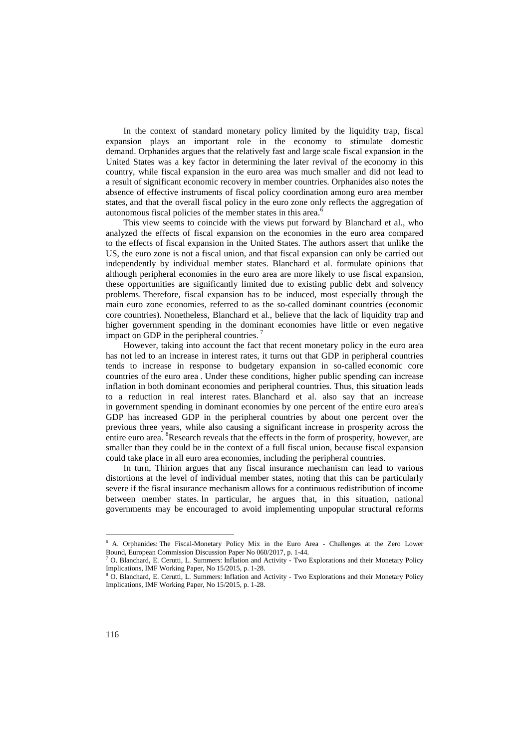In the context of standard monetary policy limited by the liquidity trap, fiscal expansion plays an important role in the economy to stimulate domestic demand. Orphanides argues that the relatively fast and large scale fiscal expansion in the United States was a key factor in determining the later revival of the economy in this country, while fiscal expansion in the euro area was much smaller and did not lead to a result of significant economic recovery in member countries. Orphanides also notes the absence of effective instruments of fiscal policy coordination among euro area member states, and that the overall fiscal policy in the euro zone only reflects the aggregation of autonomous fiscal policies of the member states in this area.[6]

This view seems to coincide with the views put forward by Blanchard et al., who analyzed the effects of fiscal expansion on the economies in the euro area compared to the effects of fiscal expansion in the United States. The authors assert that unlike the US, the euro zone is not a fiscal union, and that fiscal expansion can only be carried out independently by individual member states. Blanchard et al. formulate opinions that although peripheral economies in the euro area are more likely to use fiscal expansion, these opportunities are significantly limited due to existing public debt and solvency problems. Therefore, fiscal expansion has to be induced, most especially through the main euro zone economies, referred to as the so-called dominant countries (economic core countries). Nonetheless, Blanchard et al., believe that the lack of liquidity trap and higher government spending in the dominant economies have little or even negative impact on GDP in the peripheral countries.[7]

However, taking into account the fact that recent monetary policy in the euro area has not led to an increase in interest rates, it turns out that GDP in peripheral countries tends to increase in response to budgetary expansion in so-called economic core countries of the euro area . Under these conditions, higher public spending can increase inflation in both dominant economies and peripheral countries. Thus, this situation leads to a reduction in real interest rates. Blanchard et al. also say that an increase in government spending in dominant economies by one percent of the entire euro area's GDP has increased GDP in the peripheral countries by about one percent over the previous three years, while also causing a significant increase in prosperity across the entire euro area.[8] Research reveals that the effects in the form of prosperity, however, are smaller than they could be in the context of a full fiscal union, because fiscal expansion could take place in all euro area economies, including the peripheral countries.

In turn, Thirion argues that any fiscal insurance mechanism can lead to various distortions at the level of individual member states, noting that this can be particularly severe if the fiscal insurance mechanism allows for a continuous redistribution of income between member states. In particular, he argues that, in this situation, national governments may be encouraged to avoid implementing unpopular structural reforms

---

[6] A. Orphanides: The Fiscal-Monetary Policy Mix in the Euro Area - Challenges at the Zero Lower Bound, European Commission Discussion Paper No 060/2017, p. 1-44.

[7] O. Blanchard, E. Cerutti, L. Summers: Inflation and Activity - Two Explorations and their Monetary Policy Implications, IMF Working Paper, No 15/2015, p. 1-28.

[8] O. Blanchard, E. Cerutti, L. Summers: Inflation and Activity - Two Explorations and their Monetary Policy Implications, IMF Working Paper, No 15/2015, p. 1-28.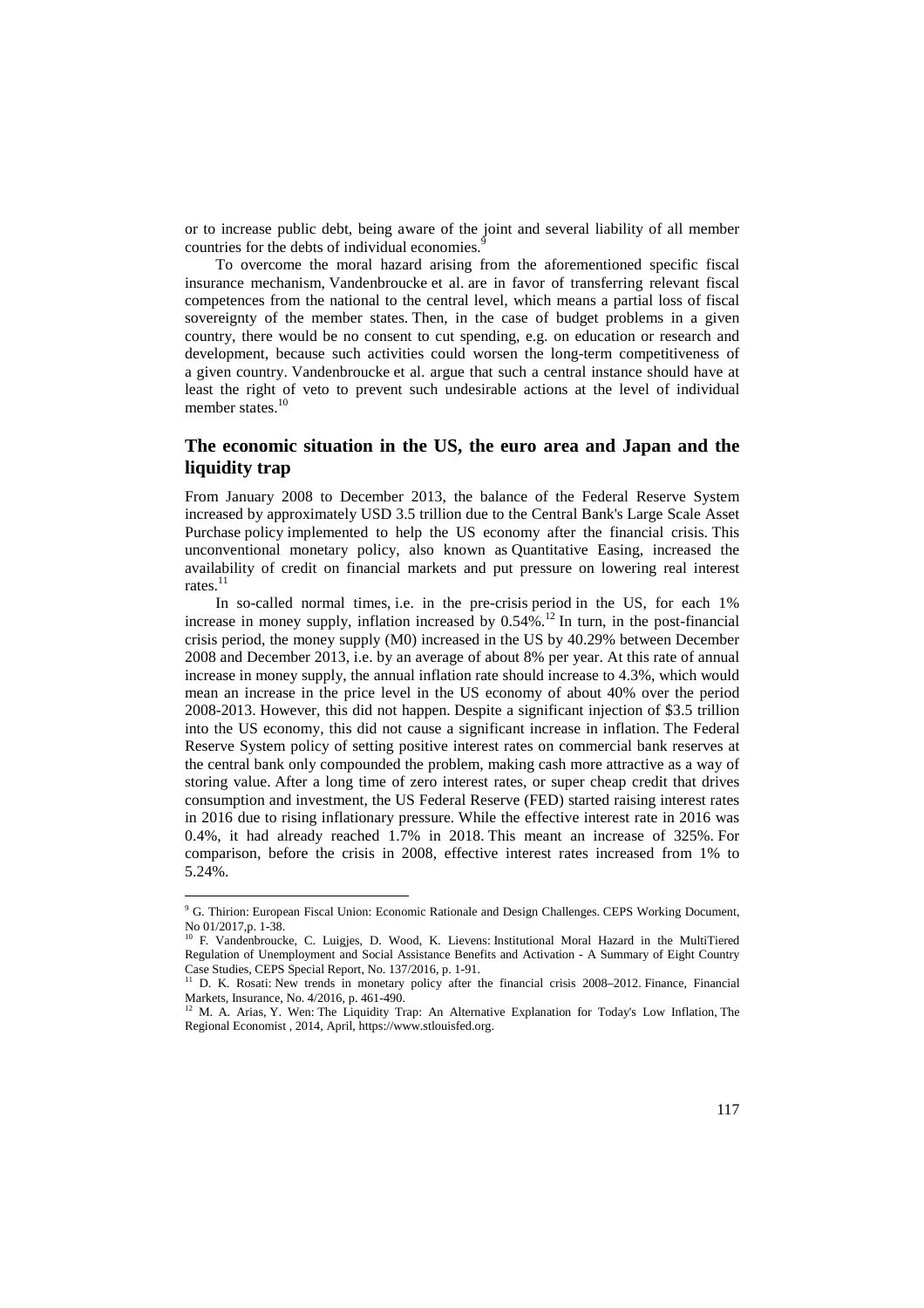or to increase public debt, being aware of the joint and several liability of all member countries for the debts of individual economies.[9]

To overcome the moral hazard arising from the aforementioned specific fiscal insurance mechanism, Vandenbroucke et al. are in favor of transferring relevant fiscal competences from the national to the central level, which means a partial loss of fiscal sovereignty of the member states. Then, in the case of budget problems in a given country, there would be no consent to cut spending, e.g. on education or research and development, because such activities could worsen the long-term competitiveness of a given country. Vandenbroucke et al. argue that such a central instance should have at least the right of veto to prevent such undesirable actions at the level of individual member states.[10]

## The economic situation in the US, the euro area and Japan and the liquidity trap

From January 2008 to December 2013, the balance of the Federal Reserve System increased by approximately USD 3.5 trillion due to the Central Bank's Large Scale Asset Purchase policy implemented to help the US economy after the financial crisis. This unconventional monetary policy, also known as Quantitative Easing, increased the availability of credit on financial markets and put pressure on lowering real interest rates.[11]

In so-called normal times, i.e. in the pre-crisis period in the US, for each 1% increase in money supply, inflation increased by 0.54%.[12] In turn, in the post-financial crisis period, the money supply (M0) increased in the US by 40.29% between December 2008 and December 2013, i.e. by an average of about 8% per year. At this rate of annual increase in money supply, the annual inflation rate should increase to 4.3%, which would mean an increase in the price level in the US economy of about 40% over the period 2008-2013. However, this did not happen. Despite a significant injection of $3.5 trillion into the US economy, this did not cause a significant increase in inflation. The Federal Reserve System policy of setting positive interest rates on commercial bank reserves at the central bank only compounded the problem, making cash more attractive as a way of storing value. After a long time of zero interest rates, or super cheap credit that drives consumption and investment, the US Federal Reserve (FED) started raising interest rates in 2016 due to rising inflationary pressure. While the effective interest rate in 2016 was 0.4%, it had already reached 1.7% in 2018. This meant an increase of 325%. For comparison, before the crisis in 2008, effective interest rates increased from 1% to 5.24%.

---

[9] G. Thirion: European Fiscal Union: Economic Rationale and Design Challenges. CEPS Working Document, No 01/2017,p. 1-38.

[10] F. Vandenbroucke, C. Luigjes, D. Wood, K. Lievens: Institutional Moral Hazard in the MultiTiered Regulation of Unemployment and Social Assistance Benefits and Activation - A Summary of Eight Country Case Studies, CEPS Special Report, No. 137/2016, p. 1-91.

[11] D. K. Rosati: New trends in monetary policy after the financial crisis 2008–2012. Finance, Financial Markets, Insurance, No. 4/2016, p. 461-490.

[12] M. A. Arias, Y. Wen: The Liquidity Trap: An Alternative Explanation for Today's Low Inflation, The Regional Economist , 2014, April, https://www.stlouisfed.org.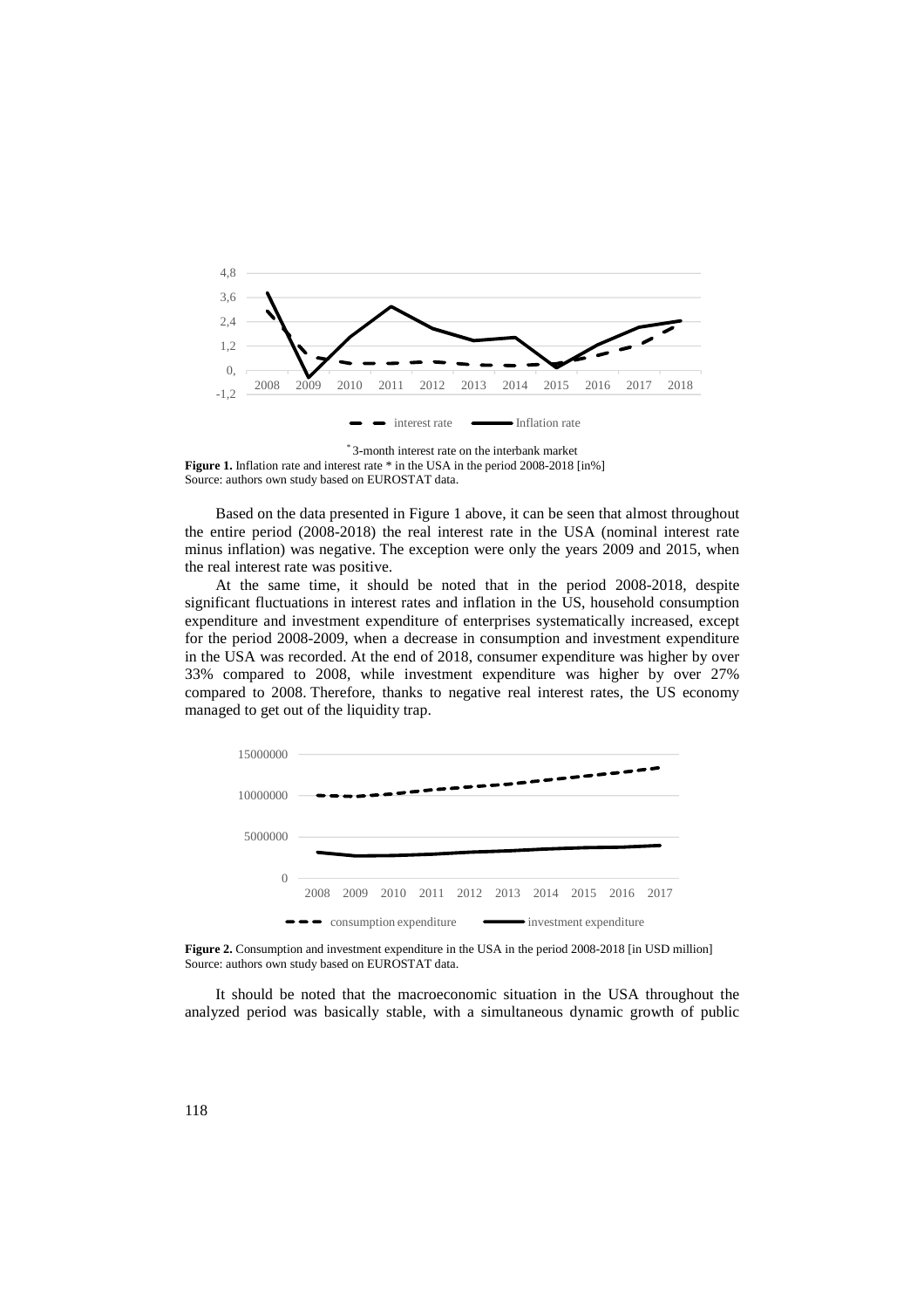\* 3-month interest rate on the interbank market

**Figure 1.** Inflation rate and interest rate \* in the USA in the period 2008-2018 [in%]
Source: authors own study based on EUROSTAT data.

Based on the data presented in Figure 1 above, it can be seen that almost throughout the entire period (2008-2018) the real interest rate in the USA (nominal interest rate minus inflation) was negative. The exception were only the years 2009 and 2015, when the real interest rate was positive.

At the same time, it should be noted that in the period 2008-2018, despite significant fluctuations in interest rates and inflation in the US, household consumption expenditure and investment expenditure of enterprises systematically increased, except for the period 2008-2009, when a decrease in consumption and investment expenditure in the USA was recorded. At the end of 2018, consumer expenditure was higher by over 33% compared to 2008, while investment expenditure was higher by over 27% compared to 2008. Therefore, thanks to negative real interest rates, the US economy managed to get out of the liquidity trap.

**Figure 2.** Consumption and investment expenditure in the USA in the period 2008-2018 [in USD million]
Source: authors own study based on EUROSTAT data.

It should be noted that the macroeconomic situation in the USA throughout the analyzed period was basically stable, with a simultaneous dynamic growth of public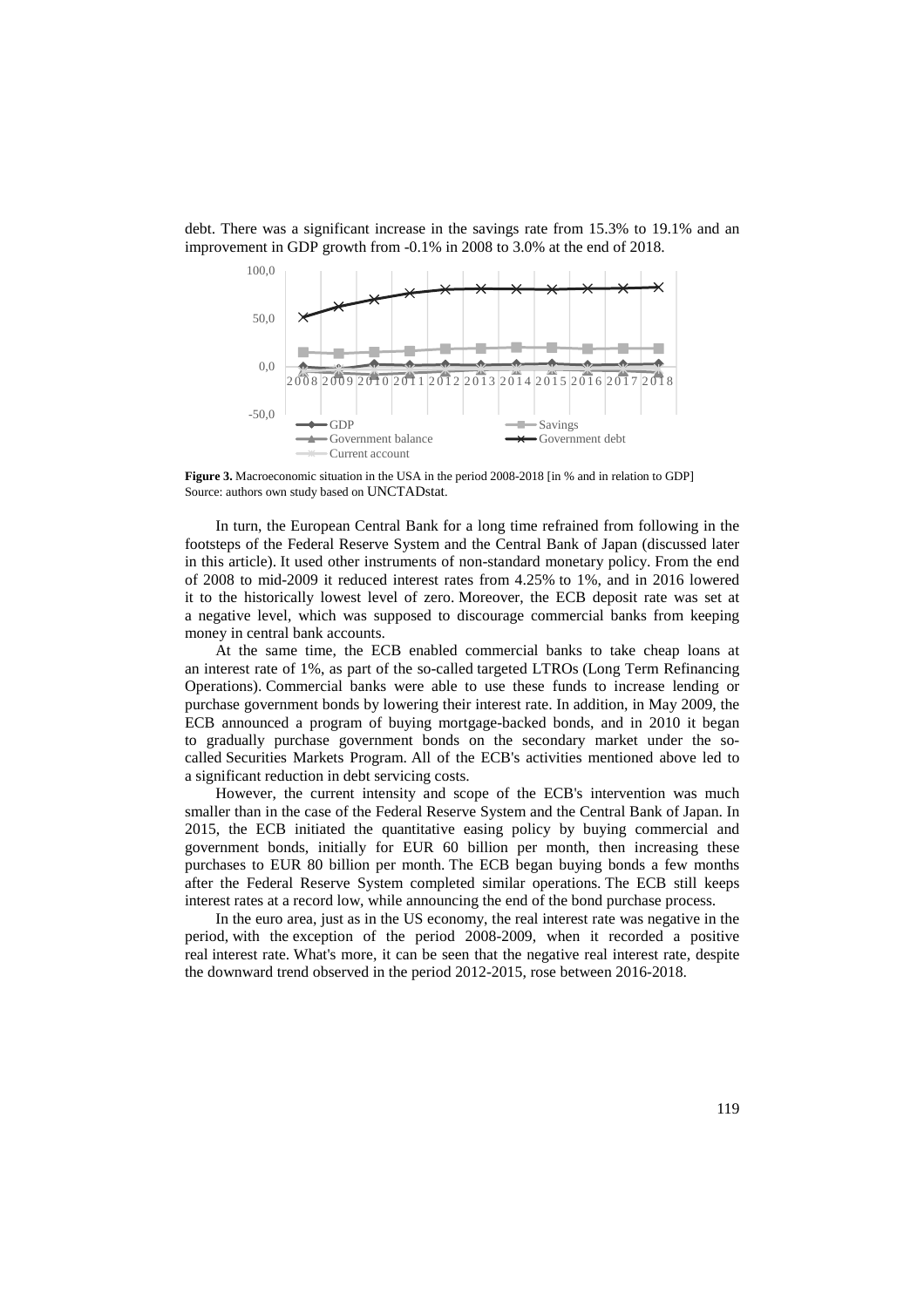debt. There was a significant increase in the savings rate from 15.3% to 19.1% and an improvement in GDP growth from -0.1% in 2008 to 3.0% at the end of 2018.

**Figure 3.** Macroeconomic situation in the USA in the period 2008-2018 [in % and in relation to GDP]
Source: authors own study based on UNCTADstat.

In turn, the European Central Bank for a long time refrained from following in the footsteps of the Federal Reserve System and the Central Bank of Japan (discussed later in this article). It used other instruments of non-standard monetary policy. From the end of 2008 to mid-2009 it reduced interest rates from 4.25% to 1%, and in 2016 lowered it to the historically lowest level of zero. Moreover, the ECB deposit rate was set at a negative level, which was supposed to discourage commercial banks from keeping money in central bank accounts.

At the same time, the ECB enabled commercial banks to take cheap loans at an interest rate of 1%, as part of the so-called targeted LTROs (Long Term Refinancing Operations). Commercial banks were able to use these funds to increase lending or purchase government bonds by lowering their interest rate. In addition, in May 2009, the ECB announced a program of buying mortgage-backed bonds, and in 2010 it began to gradually purchase government bonds on the secondary market under the so-called Securities Markets Program. All of the ECB's activities mentioned above led to a significant reduction in debt servicing costs.

However, the current intensity and scope of the ECB's intervention was much smaller than in the case of the Federal Reserve System and the Central Bank of Japan. In 2015, the ECB initiated the quantitative easing policy by buying commercial and government bonds, initially for EUR 60 billion per month, then increasing these purchases to EUR 80 billion per month. The ECB began buying bonds a few months after the Federal Reserve System completed similar operations. The ECB still keeps interest rates at a record low, while announcing the end of the bond purchase process.

In the euro area, just as in the US economy, the real interest rate was negative in the period, with the exception of the period 2008-2009, when it recorded a positive real interest rate. What's more, it can be seen that the negative real interest rate, despite the downward trend observed in the period 2012-2015, rose between 2016-2018.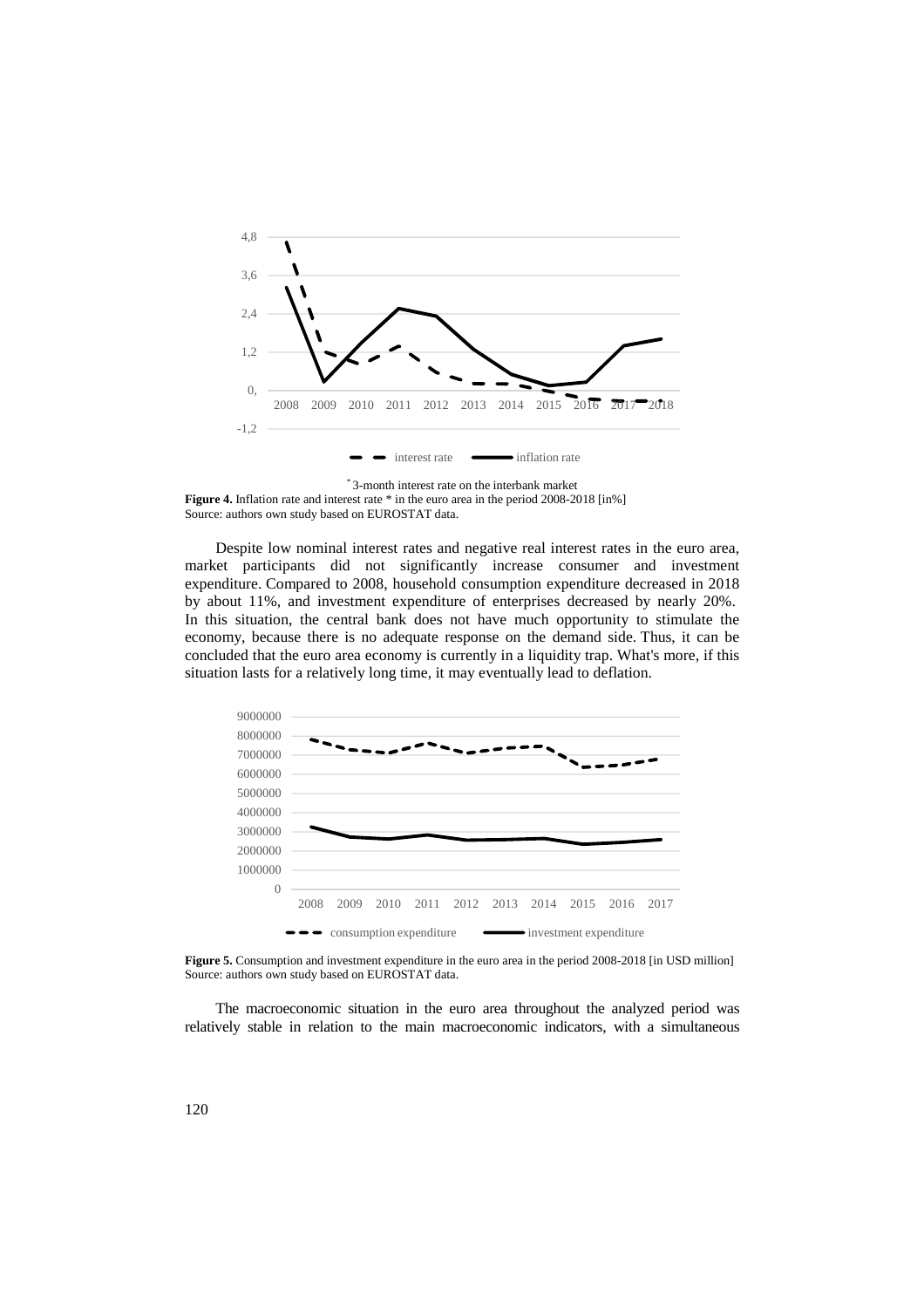* 3-month interest rate on the interbank market

**Figure 4.** Inflation rate and interest rate * in the euro area in the period 2008-2018 [in%]
Source: authors own study based on EUROSTAT data.

Despite low nominal interest rates and negative real interest rates in the euro area, market participants did not significantly increase consumer and investment expenditure. Compared to 2008, household consumption expenditure decreased in 2018 by about 11%, and investment expenditure of enterprises decreased by nearly 20%. In this situation, the central bank does not have much opportunity to stimulate the economy, because there is no adequate response on the demand side. Thus, it can be concluded that the euro area economy is currently in a liquidity trap. What's more, if this situation lasts for a relatively long time, it may eventually lead to deflation.

**Figure 5.** Consumption and investment expenditure in the euro area in the period 2008-2018 [in USD million]
Source: authors own study based on EUROSTAT data.

The macroeconomic situation in the euro area throughout the analyzed period was relatively stable in relation to the main macroeconomic indicators, with a simultaneous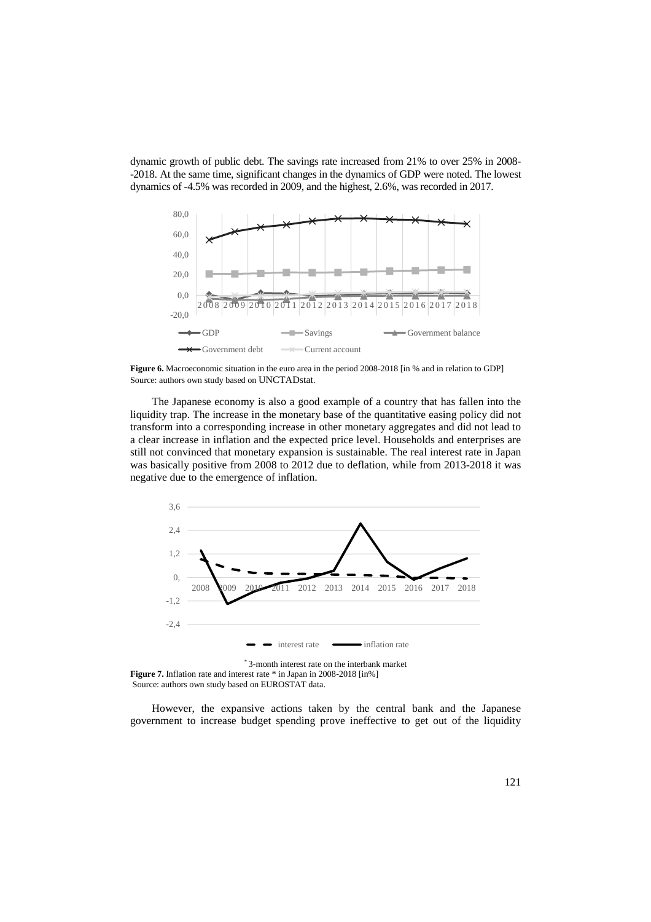dynamic growth of public debt. The savings rate increased from 21% to over 25% in 2008--2018. At the same time, significant changes in the dynamics of GDP were noted. The lowest dynamics of -4.5% was recorded in 2009, and the highest, 2.6%, was recorded in 2017.

**Figure 6.** Macroeconomic situation in the euro area in the period 2008-2018 [in % and in relation to GDP]
Source: authors own study based on UNCTADstat.

The Japanese economy is also a good example of a country that has fallen into the liquidity trap. The increase in the monetary base of the quantitative easing policy did not transform into a corresponding increase in other monetary aggregates and did not lead to a clear increase in inflation and the expected price level. Households and enterprises are still not convinced that monetary expansion is sustainable. The real interest rate in Japan was basically positive from 2008 to 2012 due to deflation, while from 2013-2018 it was negative due to the emergence of inflation.

\* 3-month interest rate on the interbank market

**Figure 7.** Inflation rate and interest rate * in Japan in 2008-2018 [in%]
Source: authors own study based on EUROSTAT data.

However, the expansive actions taken by the central bank and the Japanese government to increase budget spending prove ineffective to get out of the liquidity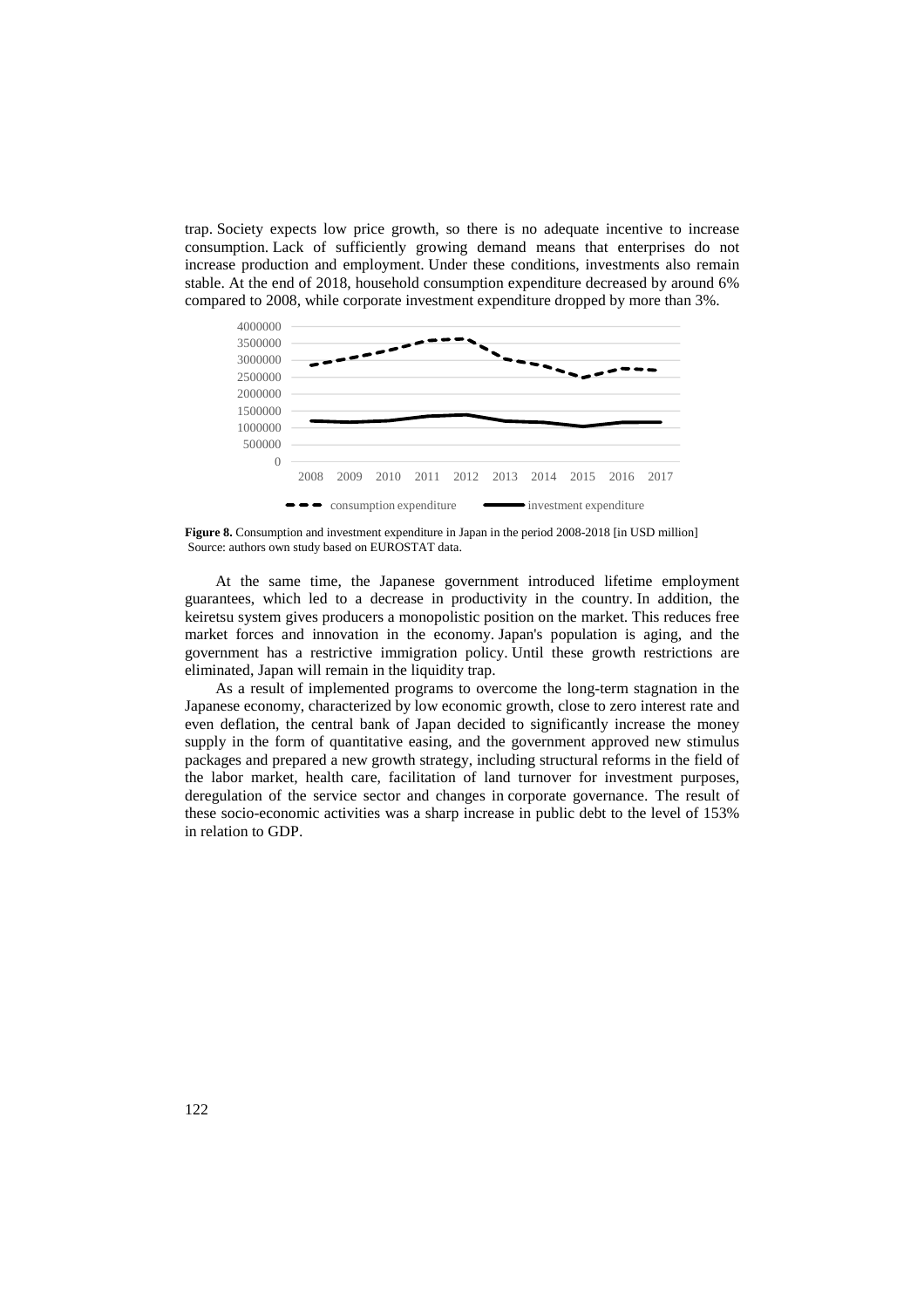trap. Society expects low price growth, so there is no adequate incentive to increase consumption. Lack of sufficiently growing demand means that enterprises do not increase production and employment. Under these conditions, investments also remain stable. At the end of 2018, household consumption expenditure decreased by around 6% compared to 2008, while corporate investment expenditure dropped by more than 3%.

**Figure 8.** Consumption and investment expenditure in Japan in the period 2008-2018 [in USD million]
Source: authors own study based on EUROSTAT data.

At the same time, the Japanese government introduced lifetime employment guarantees, which led to a decrease in productivity in the country. In addition, the keiretsu system gives producers a monopolistic position on the market. This reduces free market forces and innovation in the economy. Japan's population is aging, and the government has a restrictive immigration policy. Until these growth restrictions are eliminated, Japan will remain in the liquidity trap.

As a result of implemented programs to overcome the long-term stagnation in the Japanese economy, characterized by low economic growth, close to zero interest rate and even deflation, the central bank of Japan decided to significantly increase the money supply in the form of quantitative easing, and the government approved new stimulus packages and prepared a new growth strategy, including structural reforms in the field of the labor market, health care, facilitation of land turnover for investment purposes, deregulation of the service sector and changes in corporate governance. The result of these socio-economic activities was a sharp increase in public debt to the level of 153% in relation to GDP.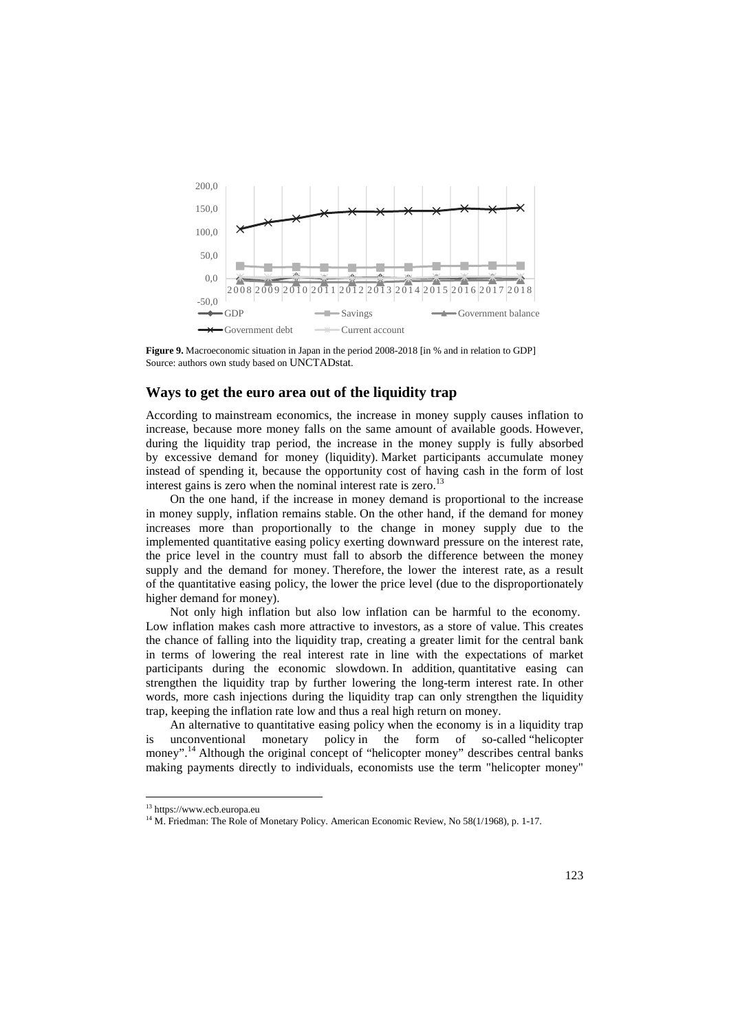**Figure 9.** Macroeconomic situation in Japan in the period 2008-2018 [in % and in relation to GDP]
Source: authors own study based on UNCTADstat.

## Ways to get the euro area out of the liquidity trap

According to mainstream economics, the increase in money supply causes inflation to increase, because more money falls on the same amount of available goods. However, during the liquidity trap period, the increase in the money supply is fully absorbed by excessive demand for money (liquidity). Market participants accumulate money instead of spending it, because the opportunity cost of having cash in the form of lost interest gains is zero when the nominal interest rate is zero.[13]

On the one hand, if the increase in money demand is proportional to the increase in money supply, inflation remains stable. On the other hand, if the demand for money increases more than proportionally to the change in money supply due to the implemented quantitative easing policy exerting downward pressure on the interest rate, the price level in the country must fall to absorb the difference between the money supply and the demand for money. Therefore, the lower the interest rate, as a result of the quantitative easing policy, the lower the price level (due to the disproportionately higher demand for money).

Not only high inflation but also low inflation can be harmful to the economy. Low inflation makes cash more attractive to investors, as a store of value. This creates the chance of falling into the liquidity trap, creating a greater limit for the central bank in terms of lowering the real interest rate in line with the expectations of market participants during the economic slowdown. In addition, quantitative easing can strengthen the liquidity trap by further lowering the long-term interest rate. In other words, more cash injections during the liquidity trap can only strengthen the liquidity trap, keeping the inflation rate low and thus a real high return on money.

An alternative to quantitative easing policy when the economy is in a liquidity trap is unconventional monetary policy in the form of so-called "helicopter money".[14] Although the original concept of "helicopter money" describes central banks making payments directly to individuals, economists use the term "helicopter money"

---

[13] https://www.ecb.europa.eu

[14] M. Friedman: The Role of Monetary Policy. American Economic Review, No 58(1/1968), p. 1-17.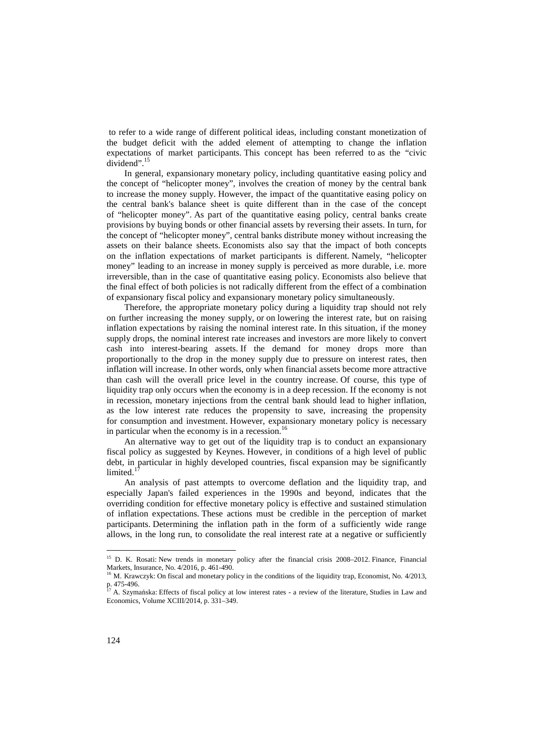to refer to a wide range of different political ideas, including constant monetization of the budget deficit with the added element of attempting to change the inflation expectations of market participants. This concept has been referred to as the "civic dividend".[15]

In general, expansionary monetary policy, including quantitative easing policy and the concept of "helicopter money", involves the creation of money by the central bank to increase the money supply. However, the impact of the quantitative easing policy on the central bank's balance sheet is quite different than in the case of the concept of "helicopter money". As part of the quantitative easing policy, central banks create provisions by buying bonds or other financial assets by reversing their assets. In turn, for the concept of "helicopter money", central banks distribute money without increasing the assets on their balance sheets. Economists also say that the impact of both concepts on the inflation expectations of market participants is different. Namely, "helicopter money" leading to an increase in money supply is perceived as more durable, i.e. more irreversible, than in the case of quantitative easing policy. Economists also believe that the final effect of both policies is not radically different from the effect of a combination of expansionary fiscal policy and expansionary monetary policy simultaneously.

Therefore, the appropriate monetary policy during a liquidity trap should not rely on further increasing the money supply, or on lowering the interest rate, but on raising inflation expectations by raising the nominal interest rate. In this situation, if the money supply drops, the nominal interest rate increases and investors are more likely to convert cash into interest-bearing assets. If the demand for money drops more than proportionally to the drop in the money supply due to pressure on interest rates, then inflation will increase. In other words, only when financial assets become more attractive than cash will the overall price level in the country increase. Of course, this type of liquidity trap only occurs when the economy is in a deep recession. If the economy is not in recession, monetary injections from the central bank should lead to higher inflation, as the low interest rate reduces the propensity to save, increasing the propensity for consumption and investment. However, expansionary monetary policy is necessary in particular when the economy is in a recession.[16]

An alternative way to get out of the liquidity trap is to conduct an expansionary fiscal policy as suggested by Keynes. However, in conditions of a high level of public debt, in particular in highly developed countries, fiscal expansion may be significantly limited.[17]

An analysis of past attempts to overcome deflation and the liquidity trap, and especially Japan's failed experiences in the 1990s and beyond, indicates that the overriding condition for effective monetary policy is effective and sustained stimulation of inflation expectations. These actions must be credible in the perception of market participants. Determining the inflation path in the form of a sufficiently wide range allows, in the long run, to consolidate the real interest rate at a negative or sufficiently

---

[15] D. K. Rosati: New trends in monetary policy after the financial crisis 2008–2012. Finance, Financial Markets, Insurance, No. 4/2016, p. 461-490.

[16] M. Krawczyk: On fiscal and monetary policy in the conditions of the liquidity trap, Economist, No. 4/2013, p. 475-496.

[17] A. Szymańska: Effects of fiscal policy at low interest rates - a review of the literature, Studies in Law and Economics, Volume XCIII/2014, p. 331–349.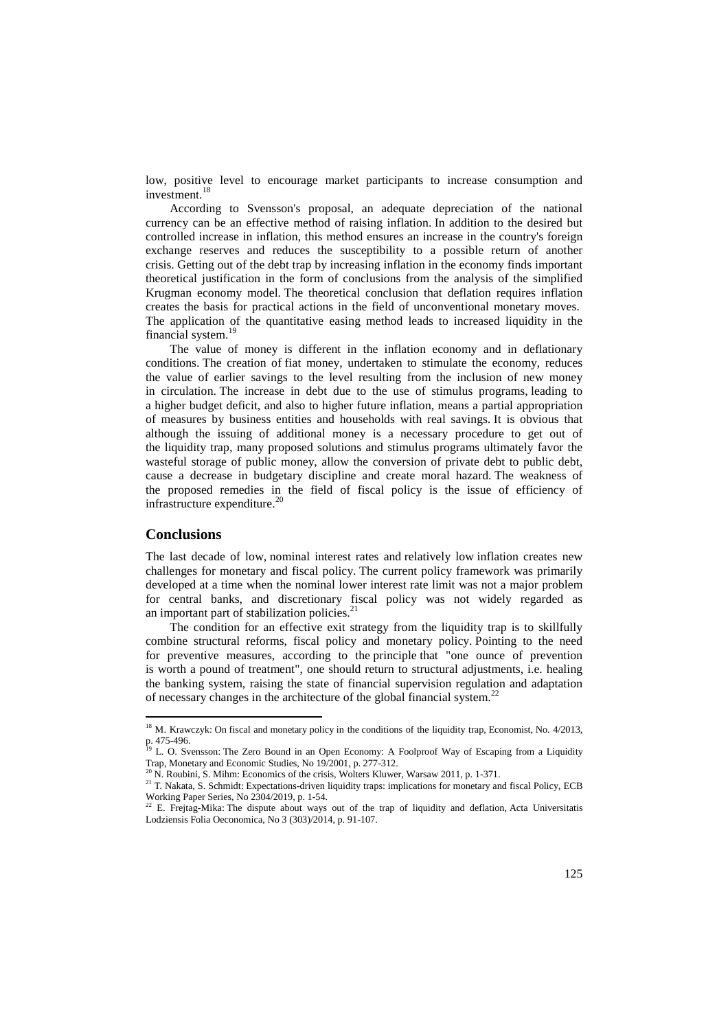low, positive level to encourage market participants to increase consumption and investment.[18]

According to Svensson's proposal, an adequate depreciation of the national currency can be an effective method of raising inflation. In addition to the desired but controlled increase in inflation, this method ensures an increase in the country's foreign exchange reserves and reduces the susceptibility to a possible return of another crisis. Getting out of the debt trap by increasing inflation in the economy finds important theoretical justification in the form of conclusions from the analysis of the simplified Krugman economy model. The theoretical conclusion that deflation requires inflation creates the basis for practical actions in the field of unconventional monetary moves. The application of the quantitative easing method leads to increased liquidity in the financial system.[19]

The value of money is different in the inflation economy and in deflationary conditions. The creation of fiat money, undertaken to stimulate the economy, reduces the value of earlier savings to the level resulting from the inclusion of new money in circulation. The increase in debt due to the use of stimulus programs, leading to a higher budget deficit, and also to higher future inflation, means a partial appropriation of measures by business entities and households with real savings. It is obvious that although the issuing of additional money is a necessary procedure to get out of the liquidity trap, many proposed solutions and stimulus programs ultimately favor the wasteful storage of public money, allow the conversion of private debt to public debt, cause a decrease in budgetary discipline and create moral hazard. The weakness of the proposed remedies in the field of fiscal policy is the issue of efficiency of infrastructure expenditure.[20]

## Conclusions

The last decade of low, nominal interest rates and relatively low inflation creates new challenges for monetary and fiscal policy. The current policy framework was primarily developed at a time when the nominal lower interest rate limit was not a major problem for central banks, and discretionary fiscal policy was not widely regarded as an important part of stabilization policies.[21]

The condition for an effective exit strategy from the liquidity trap is to skillfully combine structural reforms, fiscal policy and monetary policy. Pointing to the need for preventive measures, according to the principle that "one ounce of prevention is worth a pound of treatment", one should return to structural adjustments, i.e. healing the banking system, raising the state of financial supervision regulation and adaptation of necessary changes in the architecture of the global financial system.[22]

---

[18] M. Krawczyk: On fiscal and monetary policy in the conditions of the liquidity trap, Economist, No. 4/2013, p. 475-496.

[19] L. O. Svensson: The Zero Bound in an Open Economy: A Foolproof Way of Escaping from a Liquidity Trap, Monetary and Economic Studies, No 19/2001, p. 277-312.

[20] N. Roubini, S. Mihm: Economics of the crisis, Wolters Kluwer, Warsaw 2011, p. 1-371.

[21] T. Nakata, S. Schmidt: Expectations-driven liquidity traps: implications for monetary and fiscal Policy, ECB Working Paper Series, No 2304/2019, p. 1-54.

[22] E. Frejtag-Mika: The dispute about ways out of the trap of liquidity and deflation, Acta Universitatis Lodziensis Folia Oeconomica, No 3 (303)/2014, p. 91-107.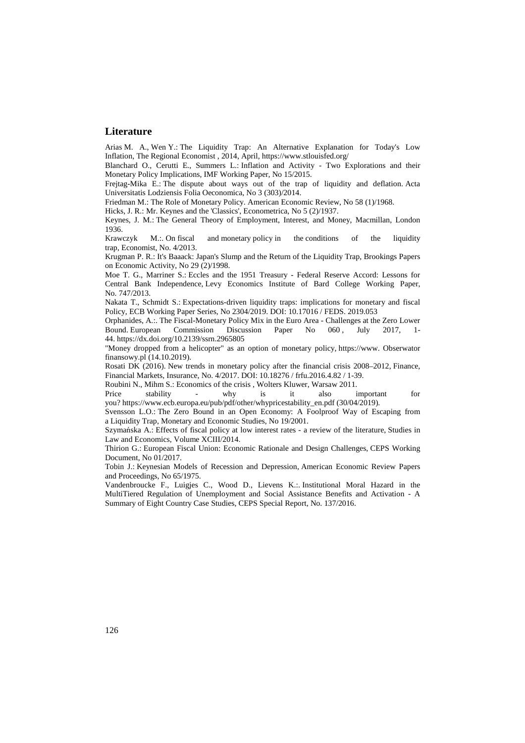## Literature

Arias M. A., Wen Y.: The Liquidity Trap: An Alternative Explanation for Today's Low Inflation, The Regional Economist , 2014, April, https://www.stlouisfed.org/

Blanchard O., Cerutti E., Summers L.: Inflation and Activity - Two Explorations and their Monetary Policy Implications, IMF Working Paper, No 15/2015.

Frejtag-Mika E.: The dispute about ways out of the trap of liquidity and deflation. Acta Universitatis Lodziensis Folia Oeconomica, No 3 (303)/2014.

Friedman M.: The Role of Monetary Policy. American Economic Review, No 58 (1)/1968.

Hicks, J. R.: Mr. Keynes and the 'Classics', Econometrica, No 5 (2)/1937.

Keynes, J. M.: The General Theory of Employment, Interest, and Money, Macmillan, London 1936.

Krawczyk M.:. On fiscal and monetary policy in the conditions of the liquidity trap, Economist, No. 4/2013.

Krugman P. R.: It's Baaack: Japan's Slump and the Return of the Liquidity Trap, Brookings Papers on Economic Activity, No 29 (2)/1998.

Moe T. G., Marriner S.: Eccles and the 1951 Treasury - Federal Reserve Accord: Lessons for Central Bank Independence, Levy Economics Institute of Bard College Working Paper, No. 747/2013.

Nakata T., Schmidt S.: Expectations-driven liquidity traps: implications for monetary and fiscal Policy, ECB Working Paper Series, No 2304/2019. DOI: 10.17016 / FEDS. 2019.053

Orphanides, A.:. The Fiscal-Monetary Policy Mix in the Euro Area - Challenges at the Zero Lower Bound. European Commission Discussion Paper No 060 , July 2017, 1-44. https://dx.doi.org/10.2139/ssrn.2965805

"Money dropped from a helicopter" as an option of monetary policy, https://www. Obserwator finansowy.pl (14.10.2019).

Rosati DK (2016). New trends in monetary policy after the financial crisis 2008–2012, Finance, Financial Markets, Insurance, No. 4/2017. DOI: 10.18276 / frfu.2016.4.82 / 1-39.

Roubini N., Mihm S.: Economics of the crisis , Wolters Kluwer, Warsaw 2011.

Price stability - why is it also important for you? https://www.ecb.europa.eu/pub/pdf/other/whypricestability_en.pdf (30/04/2019).

Svensson L.O.: The Zero Bound in an Open Economy: A Foolproof Way of Escaping from a Liquidity Trap, Monetary and Economic Studies, No 19/2001.

Szymańska A.: Effects of fiscal policy at low interest rates - a review of the literature, Studies in Law and Economics, Volume XCIII/2014.

Thirion G.: European Fiscal Union: Economic Rationale and Design Challenges, CEPS Working Document, No 01/2017.

Tobin J.: Keynesian Models of Recession and Depression, American Economic Review Papers and Proceedings, No 65/1975.

Vandenbroucke F., Luigjes C., Wood D., Lievens K.:. Institutional Moral Hazard in the MultiTiered Regulation of Unemployment and Social Assistance Benefits and Activation - A Summary of Eight Country Case Studies, CEPS Special Report, No. 137/2016.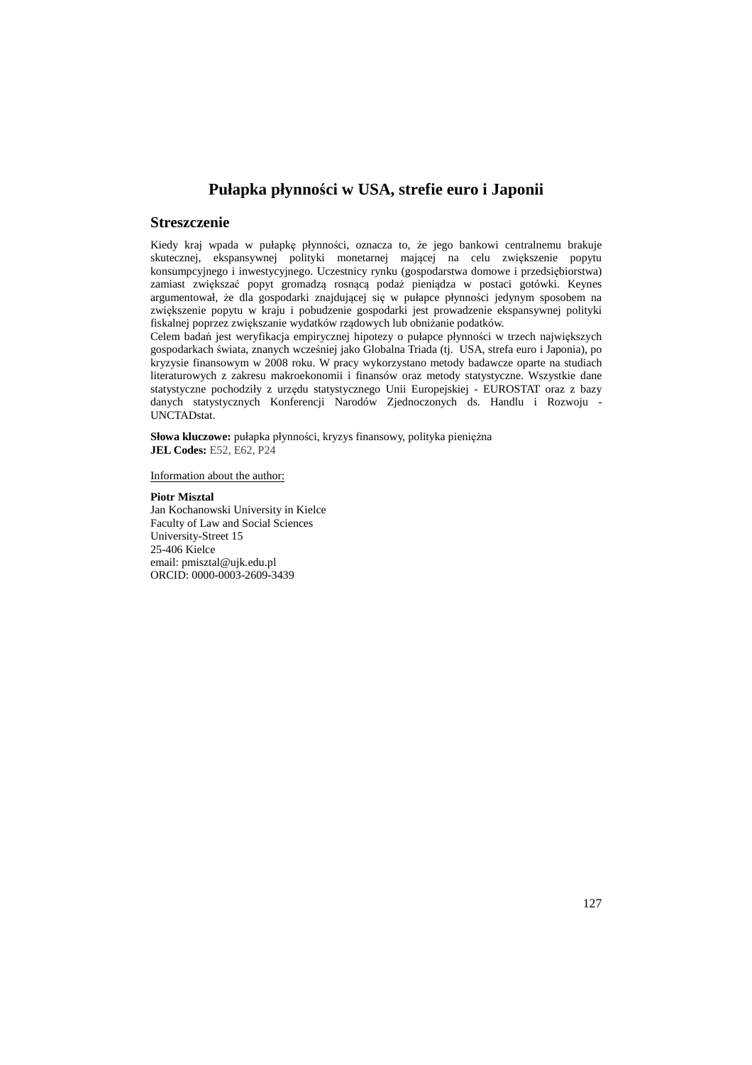# Pułapka płynności w USA, strefie euro i Japonii

## Streszczenie

Kiedy kraj wpada w pułapkę płynności, oznacza to, że jego bankowi centralnemu brakuje skutecznej, ekspansywnej polityki monetarnej mającej na celu zwiększenie popytu konsumpcyjnego i inwestycyjnego. Uczestnicy rynku (gospodarstwa domowe i przedsiębiorstwa) zamiast zwiększać popyt gromadzą rosnącą podaż pieniądza w postaci gotówki. Keynes argumentował, że dla gospodarki znajdującej się w pułapce płynności jedynym sposobem na zwiększenie popytu w kraju i pobudzenie gospodarki jest prowadzenie ekspansywnej polityki fiskalnej poprzez zwiększanie wydatków rządowych lub obniżanie podatków.

Celem badań jest weryfikacja empirycznej hipotezy o pułapce płynności w trzech największych gospodarkach świata, znanych wcześniej jako Globalna Triada (tj. USA, strefa euro i Japonia), po kryzysie finansowym w 2008 roku. W pracy wykorzystano metody badawcze oparte na studiach literaturowych z zakresu makroekonomii i finansów oraz metody statystyczne. Wszystkie dane statystyczne pochodziły z urzędu statystycznego Unii Europejskiej - EUROSTAT oraz z bazy danych statystycznych Konferencji Narodów Zjednoczonych ds. Handlu i Rozwoju - UNCTADstat.

**Słowa kluczowe:** pułapka płynności, kryzys finansowy, polityka pieniężna
**JEL Codes:** E52, E62, P24

Information about the author:

**Piotr Misztal**
Jan Kochanowski University in Kielce
Faculty of Law and Social Sciences
University-Street 15
25-406 Kielce
email: pmisztal@ujk.edu.pl
ORCID: 0000-0003-2609-3439